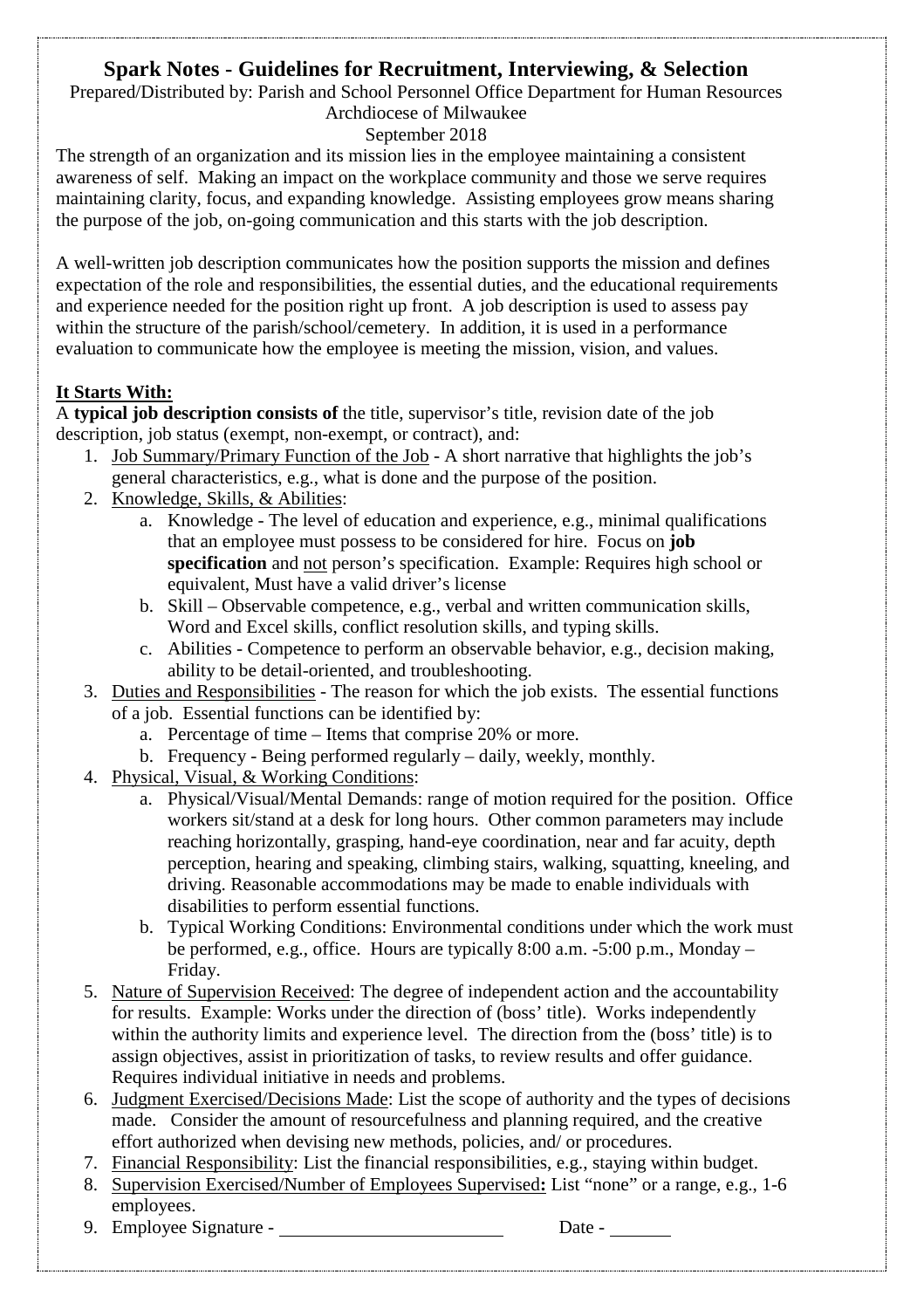# Spark Notes - Guidelines for Recruitment, Interviewing, & Selection

Prepared/Distributed by: Parish and School Personnel Office Department for Human Resources
Archdiocese of Milwaukee
September 2018

The strength of an organization and its mission lies in the employee maintaining a consistent awareness of self. Making an impact on the workplace community and those we serve requires maintaining clarity, focus, and expanding knowledge. Assisting employees grow means sharing the purpose of the job, on-going communication and this starts with the job description.

A well-written job description communicates how the position supports the mission and defines expectation of the role and responsibilities, the essential duties, and the educational requirements and experience needed for the position right up front. A job description is used to assess pay within the structure of the parish/school/cemetery. In addition, it is used in a performance evaluation to communicate how the employee is meeting the mission, vision, and values.

## It Starts With:

A **typical job description consists of** the title, supervisor's title, revision date of the job description, job status (exempt, non-exempt, or contract), and:

1. Job Summary/Primary Function of the Job - A short narrative that highlights the job's general characteristics, e.g., what is done and the purpose of the position.
2. Knowledge, Skills, & Abilities:
   a. Knowledge - The level of education and experience, e.g., minimal qualifications that an employee must possess to be considered for hire. Focus on **job specification** and not person's specification. Example: Requires high school or equivalent, Must have a valid driver's license
   b. Skill – Observable competence, e.g., verbal and written communication skills, Word and Excel skills, conflict resolution skills, and typing skills.
   c. Abilities - Competence to perform an observable behavior, e.g., decision making, ability to be detail-oriented, and troubleshooting.
3. Duties and Responsibilities - The reason for which the job exists. The essential functions of a job. Essential functions can be identified by:
   a. Percentage of time – Items that comprise 20% or more.
   b. Frequency - Being performed regularly – daily, weekly, monthly.
4. Physical, Visual, & Working Conditions:
   a. Physical/Visual/Mental Demands: range of motion required for the position. Office workers sit/stand at a desk for long hours. Other common parameters may include reaching horizontally, grasping, hand-eye coordination, near and far acuity, depth perception, hearing and speaking, climbing stairs, walking, squatting, kneeling, and driving. Reasonable accommodations may be made to enable individuals with disabilities to perform essential functions.
   b. Typical Working Conditions: Environmental conditions under which the work must be performed, e.g., office. Hours are typically 8:00 a.m. -5:00 p.m., Monday – Friday.
5. Nature of Supervision Received: The degree of independent action and the accountability for results. Example: Works under the direction of (boss' title). Works independently within the authority limits and experience level. The direction from the (boss' title) is to assign objectives, assist in prioritization of tasks, to review results and offer guidance. Requires individual initiative in needs and problems.
6. Judgment Exercised/Decisions Made: List the scope of authority and the types of decisions made. Consider the amount of resourcefulness and planning required, and the creative effort authorized when devising new methods, policies, and/ or procedures.
7. Financial Responsibility: List the financial responsibilities, e.g., staying within budget.
8. Supervision Exercised/Number of Employees Supervised**:** List "none" or a range, e.g., 1-6 employees.
9. Employee Signature - ________________________ Date - _______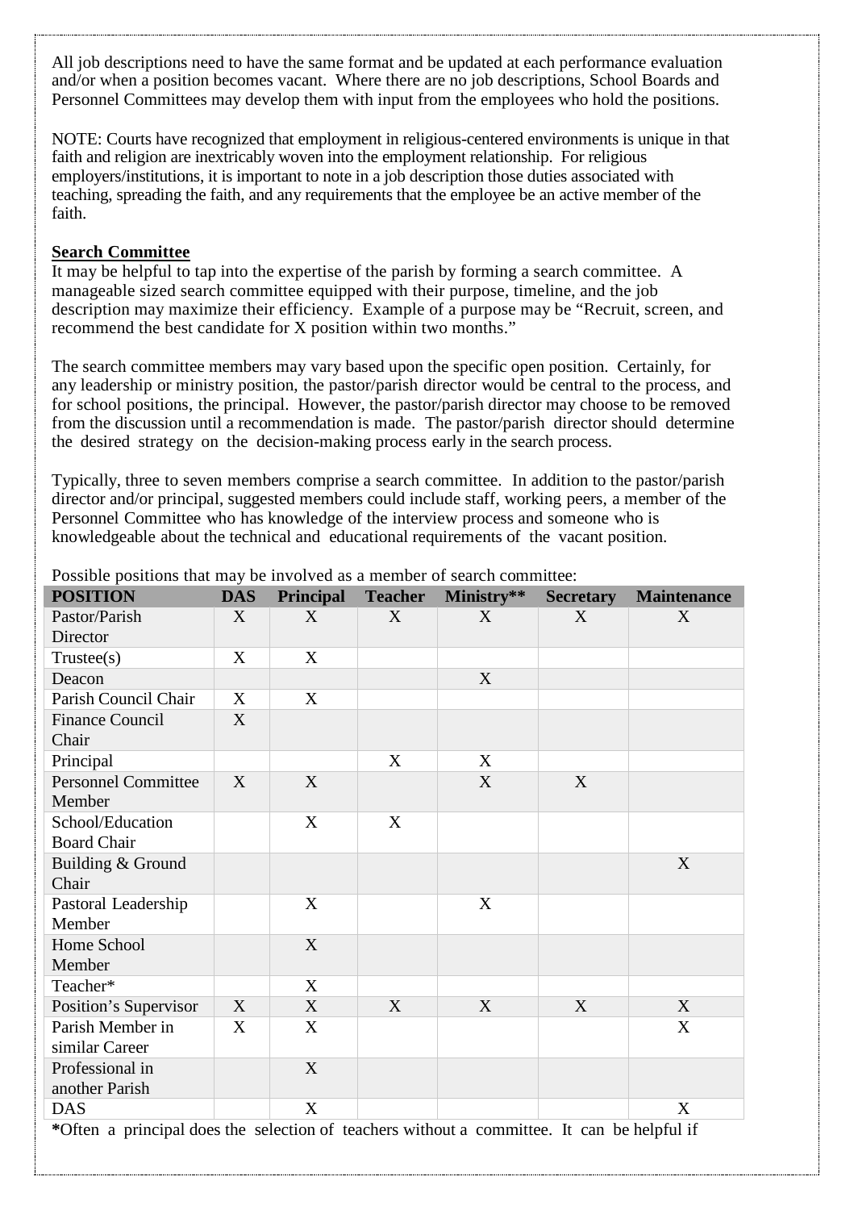All job descriptions need to have the same format and be updated at each performance evaluation and/or when a position becomes vacant. Where there are no job descriptions, School Boards and Personnel Committees may develop them with input from the employees who hold the positions.

NOTE: Courts have recognized that employment in religious-centered environments is unique in that faith and religion are inextricably woven into the employment relationship. For religious employers/institutions, it is important to note in a job description those duties associated with teaching, spreading the faith, and any requirements that the employee be an active member of the faith.

**Search Committee**

It may be helpful to tap into the expertise of the parish by forming a search committee. A manageable sized search committee equipped with their purpose, timeline, and the job description may maximize their efficiency. Example of a purpose may be "Recruit, screen, and recommend the best candidate for X position within two months."

The search committee members may vary based upon the specific open position. Certainly, for any leadership or ministry position, the pastor/parish director would be central to the process, and for school positions, the principal. However, the pastor/parish director may choose to be removed from the discussion until a recommendation is made. The pastor/parish director should determine the desired strategy on the decision-making process early in the search process.

Typically, three to seven members comprise a search committee. In addition to the pastor/parish director and/or principal, suggested members could include staff, working peers, a member of the Personnel Committee who has knowledge of the interview process and someone who is knowledgeable about the technical and educational requirements of the vacant position.

Possible positions that may be involved as a member of search committee:

| POSITION | DAS | Principal | Teacher | Ministry** | Secretary | Maintenance |
|---|---|---|---|---|---|---|
| Pastor/Parish Director | X | X | X | X | X | X |
| Trustee(s) | X | X | | | | |
| Deacon | | | | X | | |
| Parish Council Chair | X | X | | | | |
| Finance Council Chair | X | | | | | |
| Principal | | | X | X | | |
| Personnel Committee Member | X | X | | X | X | |
| School/Education Board Chair | | X | X | | | |
| Building & Ground Chair | | | | | | X |
| Pastoral Leadership Member | | X | | X | | |
| Home School Member | | X | | | | |
| Teacher* | | X | | | | |
| Position's Supervisor | X | X | X | X | X | X |
| Parish Member in similar Career | X | X | | | | X |
| Professional in another Parish | | X | | | | |
| DAS | | X | | | | X |

***Often a principal does the selection of teachers without a committee. It can be helpful if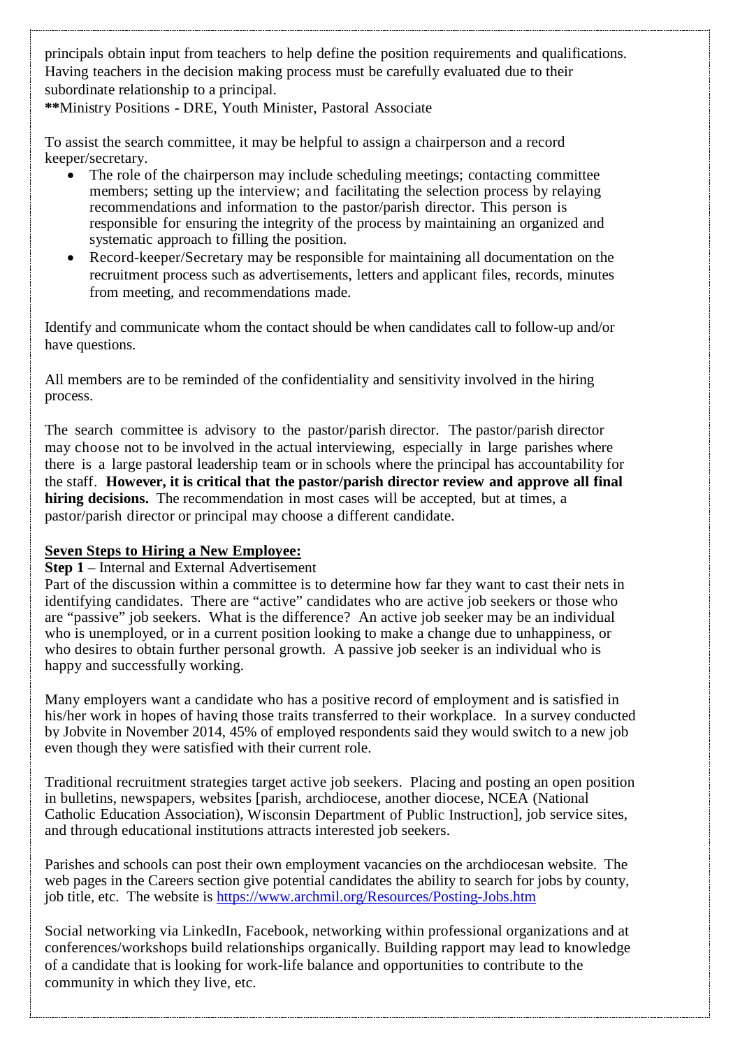principals obtain input from teachers to help define the position requirements and qualifications. Having teachers in the decision making process must be carefully evaluated due to their subordinate relationship to a principal.

**Ministry Positions - DRE, Youth Minister, Pastoral Associate

To assist the search committee, it may be helpful to assign a chairperson and a record keeper/secretary.

- The role of the chairperson may include scheduling meetings; contacting committee members; setting up the interview; and facilitating the selection process by relaying recommendations and information to the pastor/parish director. This person is responsible for ensuring the integrity of the process by maintaining an organized and systematic approach to filling the position.
- Record-keeper/Secretary may be responsible for maintaining all documentation on the recruitment process such as advertisements, letters and applicant files, records, minutes from meeting, and recommendations made.

Identify and communicate whom the contact should be when candidates call to follow-up and/or have questions.

All members are to be reminded of the confidentiality and sensitivity involved in the hiring process.

The search committee is advisory to the pastor/parish director. The pastor/parish director may choose not to be involved in the actual interviewing, especially in large parishes where there is a large pastoral leadership team or in schools where the principal has accountability for the staff. **However, it is critical that the pastor/parish director review and approve all final hiring decisions.** The recommendation in most cases will be accepted, but at times, a pastor/parish director or principal may choose a different candidate.

**Seven Steps to Hiring a New Employee:**

**Step 1** – Internal and External Advertisement

Part of the discussion within a committee is to determine how far they want to cast their nets in identifying candidates. There are "active" candidates who are active job seekers or those who are "passive" job seekers. What is the difference? An active job seeker may be an individual who is unemployed, or in a current position looking to make a change due to unhappiness, or who desires to obtain further personal growth. A passive job seeker is an individual who is happy and successfully working.

Many employers want a candidate who has a positive record of employment and is satisfied in his/her work in hopes of having those traits transferred to their workplace. In a survey conducted by Jobvite in November 2014, 45% of employed respondents said they would switch to a new job even though they were satisfied with their current role.

Traditional recruitment strategies target active job seekers. Placing and posting an open position in bulletins, newspapers, websites [parish, archdiocese, another diocese, NCEA (National Catholic Education Association), Wisconsin Department of Public Instruction], job service sites, and through educational institutions attracts interested job seekers.

Parishes and schools can post their own employment vacancies on the archdiocesan website. The web pages in the Careers section give potential candidates the ability to search for jobs by county, job title, etc. The website is https://www.archmil.org/Resources/Posting-Jobs.htm

Social networking via LinkedIn, Facebook, networking within professional organizations and at conferences/workshops build relationships organically. Building rapport may lead to knowledge of a candidate that is looking for work-life balance and opportunities to contribute to the community in which they live, etc.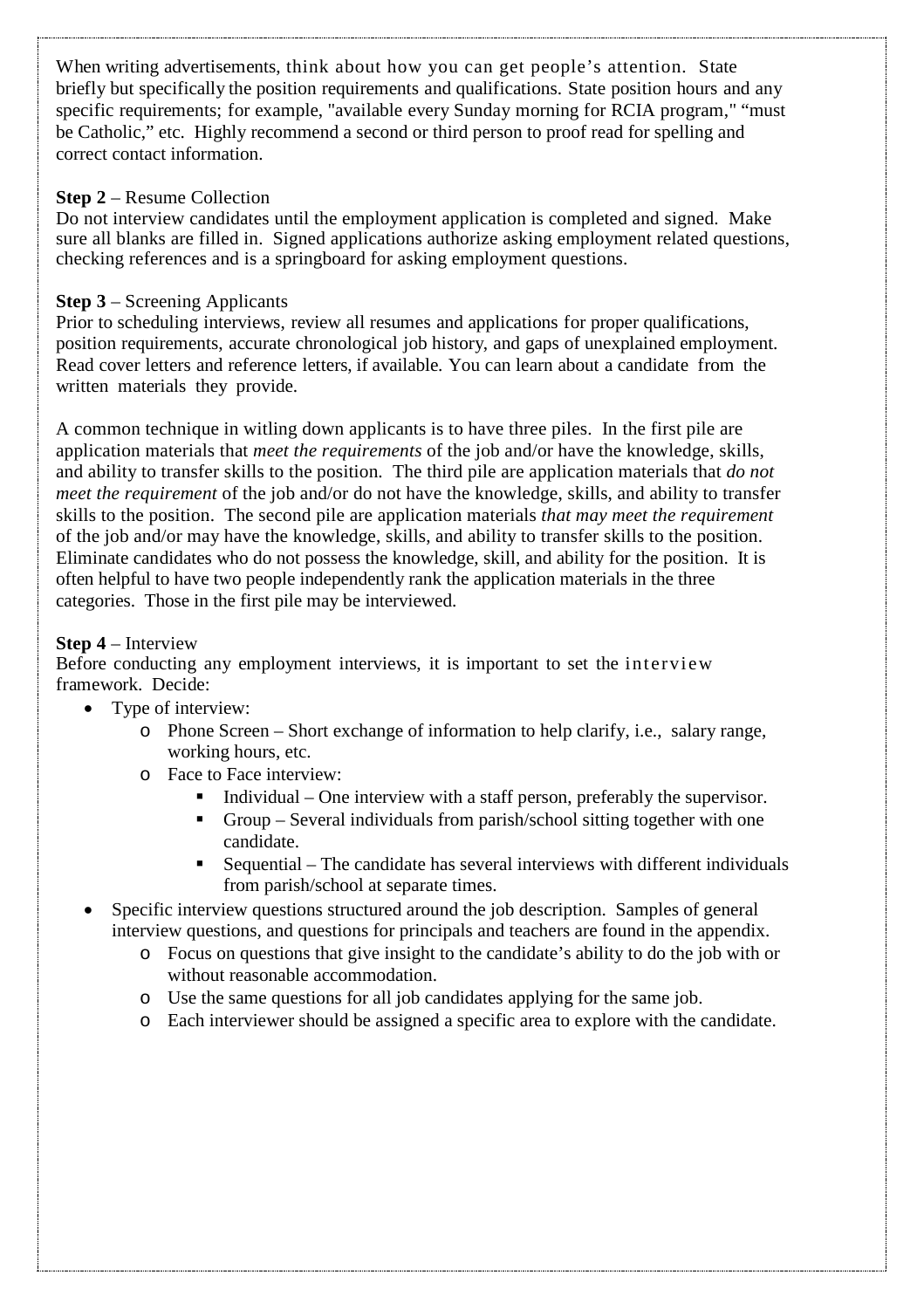When writing advertisements, think about how you can get people's attention. State briefly but specifically the position requirements and qualifications. State position hours and any specific requirements; for example, "available every Sunday morning for RCIA program," "must be Catholic," etc. Highly recommend a second or third person to proof read for spelling and correct contact information.

**Step 2** – Resume Collection
Do not interview candidates until the employment application is completed and signed. Make sure all blanks are filled in. Signed applications authorize asking employment related questions, checking references and is a springboard for asking employment questions.

**Step 3** – Screening Applicants
Prior to scheduling interviews, review all resumes and applications for proper qualifications, position requirements, accurate chronological job history, and gaps of unexplained employment. Read cover letters and reference letters, if available. You can learn about a candidate from the written materials they provide.

A common technique in witling down applicants is to have three piles. In the first pile are application materials that *meet the requirements* of the job and/or have the knowledge, skills, and ability to transfer skills to the position. The third pile are application materials that *do not meet the requirement* of the job and/or do not have the knowledge, skills, and ability to transfer skills to the position. The second pile are application materials *that may meet the requirement* of the job and/or may have the knowledge, skills, and ability to transfer skills to the position. Eliminate candidates who do not possess the knowledge, skill, and ability for the position. It is often helpful to have two people independently rank the application materials in the three categories. Those in the first pile may be interviewed.

**Step 4** – Interview
Before conducting any employment interviews, it is important to set the interview framework. Decide:

- Type of interview:
  - Phone Screen – Short exchange of information to help clarify, i.e., salary range, working hours, etc.
  - Face to Face interview:
    - Individual – One interview with a staff person, preferably the supervisor.
    - Group – Several individuals from parish/school sitting together with one candidate.
    - Sequential – The candidate has several interviews with different individuals from parish/school at separate times.
- Specific interview questions structured around the job description. Samples of general interview questions, and questions for principals and teachers are found in the appendix.
  - Focus on questions that give insight to the candidate's ability to do the job with or without reasonable accommodation.
  - Use the same questions for all job candidates applying for the same job.
  - Each interviewer should be assigned a specific area to explore with the candidate.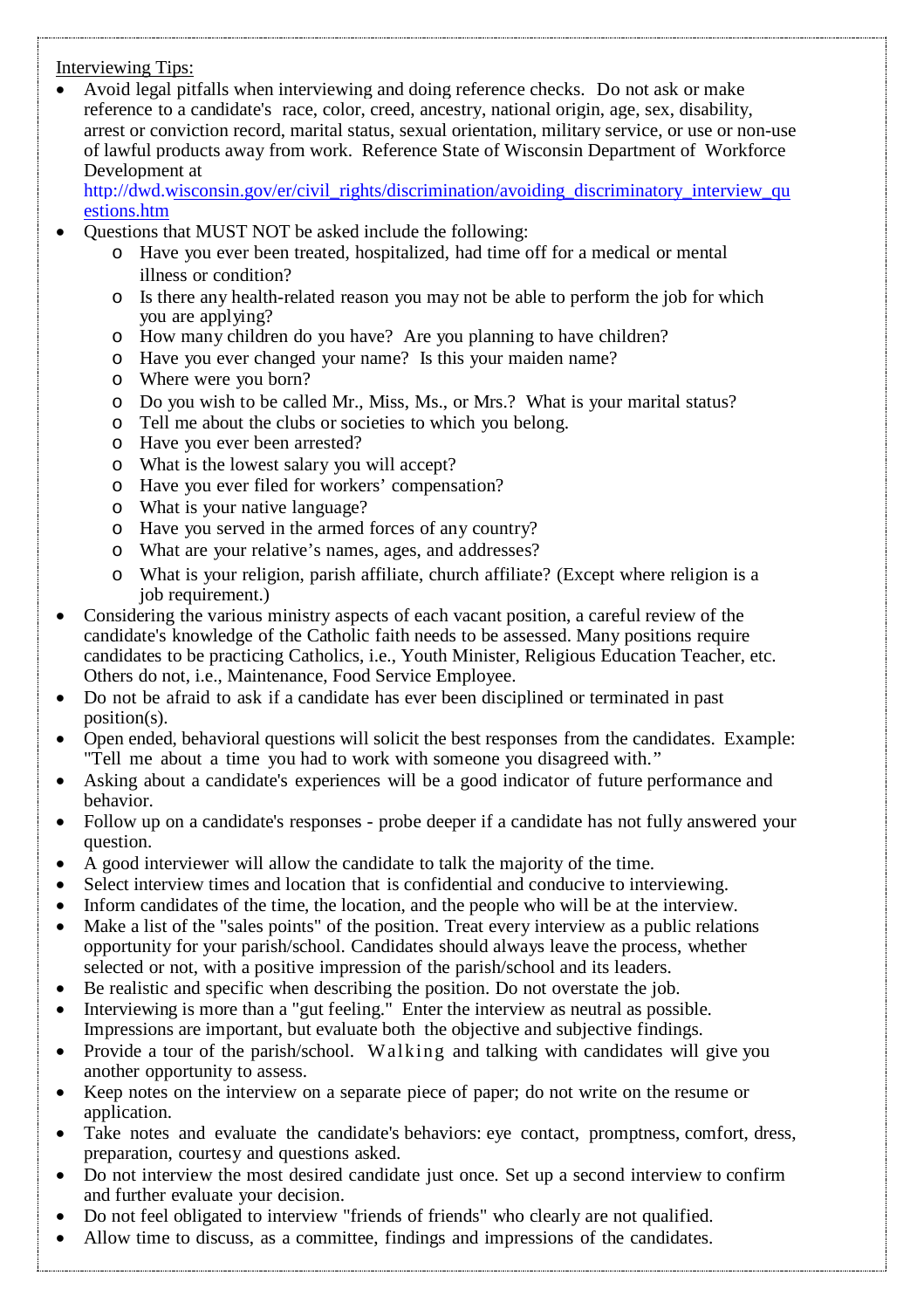Interviewing Tips:

- Avoid legal pitfalls when interviewing and doing reference checks. Do not ask or make reference to a candidate's race, color, creed, ancestry, national origin, age, sex, disability, arrest or conviction record, marital status, sexual orientation, military service, or use or non-use of lawful products away from work. Reference State of Wisconsin Department of Workforce Development at http://dwd.wisconsin.gov/er/civil_rights/discrimination/avoiding_discriminatory_interview_questions.htm
- Questions that MUST NOT be asked include the following:
  - Have you ever been treated, hospitalized, had time off for a medical or mental illness or condition?
  - Is there any health-related reason you may not be able to perform the job for which you are applying?
  - How many children do you have? Are you planning to have children?
  - Have you ever changed your name? Is this your maiden name?
  - Where were you born?
  - Do you wish to be called Mr., Miss, Ms., or Mrs.? What is your marital status?
  - Tell me about the clubs or societies to which you belong.
  - Have you ever been arrested?
  - What is the lowest salary you will accept?
  - Have you ever filed for workers' compensation?
  - What is your native language?
  - Have you served in the armed forces of any country?
  - What are your relative's names, ages, and addresses?
  - What is your religion, parish affiliate, church affiliate? (Except where religion is a job requirement.)
- Considering the various ministry aspects of each vacant position, a careful review of the candidate's knowledge of the Catholic faith needs to be assessed. Many positions require candidates to be practicing Catholics, i.e., Youth Minister, Religious Education Teacher, etc. Others do not, i.e., Maintenance, Food Service Employee.
- Do not be afraid to ask if a candidate has ever been disciplined or terminated in past position(s).
- Open ended, behavioral questions will solicit the best responses from the candidates. Example: "Tell me about a time you had to work with someone you disagreed with."
- Asking about a candidate's experiences will be a good indicator of future performance and behavior.
- Follow up on a candidate's responses - probe deeper if a candidate has not fully answered your question.
- A good interviewer will allow the candidate to talk the majority of the time.
- Select interview times and location that is confidential and conducive to interviewing.
- Inform candidates of the time, the location, and the people who will be at the interview.
- Make a list of the "sales points" of the position. Treat every interview as a public relations opportunity for your parish/school. Candidates should always leave the process, whether selected or not, with a positive impression of the parish/school and its leaders.
- Be realistic and specific when describing the position. Do not overstate the job.
- Interviewing is more than a "gut feeling." Enter the interview as neutral as possible. Impressions are important, but evaluate both the objective and subjective findings.
- Provide a tour of the parish/school. Walking and talking with candidates will give you another opportunity to assess.
- Keep notes on the interview on a separate piece of paper; do not write on the resume or application.
- Take notes and evaluate the candidate's behaviors: eye contact, promptness, comfort, dress, preparation, courtesy and questions asked.
- Do not interview the most desired candidate just once. Set up a second interview to confirm and further evaluate your decision.
- Do not feel obligated to interview "friends of friends" who clearly are not qualified.
- Allow time to discuss, as a committee, findings and impressions of the candidates.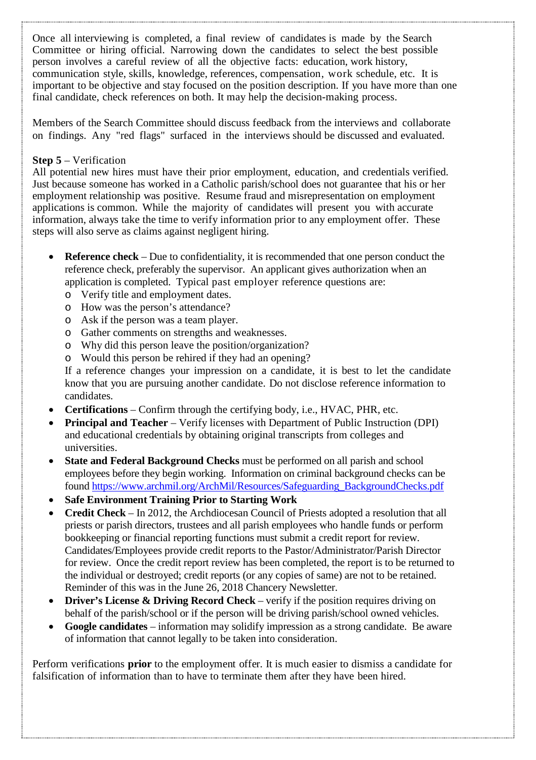Once all interviewing is completed, a final review of candidates is made by the Search Committee or hiring official. Narrowing down the candidates to select the best possible person involves a careful review of all the objective facts: education, work history, communication style, skills, knowledge, references, compensation, work schedule, etc. It is important to be objective and stay focused on the position description. If you have more than one final candidate, check references on both. It may help the decision-making process.

Members of the Search Committee should discuss feedback from the interviews and collaborate on findings. Any "red flags" surfaced in the interviews should be discussed and evaluated.

**Step 5** – Verification

All potential new hires must have their prior employment, education, and credentials verified. Just because someone has worked in a Catholic parish/school does not guarantee that his or her employment relationship was positive. Resume fraud and misrepresentation on employment applications is common. While the majority of candidates will present you with accurate information, always take the time to verify information prior to any employment offer. These steps will also serve as claims against negligent hiring.

- **Reference check** – Due to confidentiality, it is recommended that one person conduct the reference check, preferably the supervisor. An applicant gives authorization when an application is completed. Typical past employer reference questions are:
  - Verify title and employment dates.
  - How was the person's attendance?
  - Ask if the person was a team player.
  - Gather comments on strengths and weaknesses.
  - Why did this person leave the position/organization?
  - Would this person be rehired if they had an opening?

  If a reference changes your impression on a candidate, it is best to let the candidate know that you are pursuing another candidate. Do not disclose reference information to candidates.
- **Certifications** – Confirm through the certifying body, i.e., HVAC, PHR, etc.
- **Principal and Teacher** – Verify licenses with Department of Public Instruction (DPI) and educational credentials by obtaining original transcripts from colleges and universities.
- **State and Federal Background Checks** must be performed on all parish and school employees before they begin working. Information on criminal background checks can be found https://www.archmil.org/ArchMil/Resources/Safeguarding_BackgroundChecks.pdf
- **Safe Environment Training Prior to Starting Work**
- **Credit Check** – In 2012, the Archdiocesan Council of Priests adopted a resolution that all priests or parish directors, trustees and all parish employees who handle funds or perform bookkeeping or financial reporting functions must submit a credit report for review. Candidates/Employees provide credit reports to the Pastor/Administrator/Parish Director for review. Once the credit report review has been completed, the report is to be returned to the individual or destroyed; credit reports (or any copies of same) are not to be retained. Reminder of this was in the June 26, 2018 Chancery Newsletter.
- **Driver's License & Driving Record Check** – verify if the position requires driving on behalf of the parish/school or if the person will be driving parish/school owned vehicles.
- **Google candidates** – information may solidify impression as a strong candidate. Be aware of information that cannot legally to be taken into consideration.

Perform verifications **prior** to the employment offer. It is much easier to dismiss a candidate for falsification of information than to have to terminate them after they have been hired.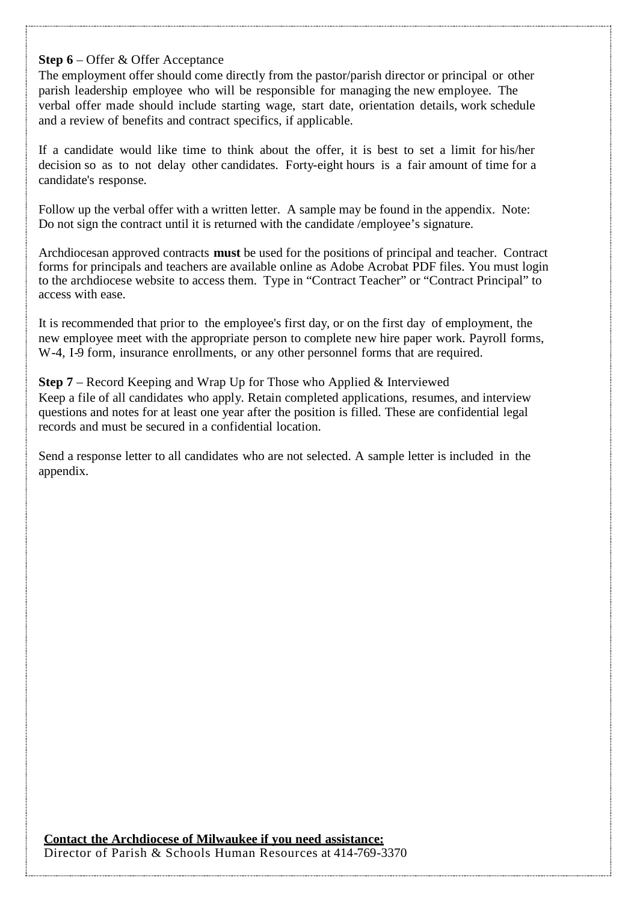**Step 6** – Offer & Offer Acceptance

The employment offer should come directly from the pastor/parish director or principal or other parish leadership employee who will be responsible for managing the new employee. The verbal offer made should include starting wage, start date, orientation details, work schedule and a review of benefits and contract specifics, if applicable.

If a candidate would like time to think about the offer, it is best to set a limit for his/her decision so as to not delay other candidates. Forty-eight hours is a fair amount of time for a candidate's response.

Follow up the verbal offer with a written letter. A sample may be found in the appendix. Note: Do not sign the contract until it is returned with the candidate /employee’s signature.

Archdiocesan approved contracts **must** be used for the positions of principal and teacher. Contract forms for principals and teachers are available online as Adobe Acrobat PDF files. You must login to the archdiocese website to access them. Type in “Contract Teacher” or “Contract Principal” to access with ease.

It is recommended that prior to the employee's first day, or on the first day of employment, the new employee meet with the appropriate person to complete new hire paper work. Payroll forms, W-4, I-9 form, insurance enrollments, or any other personnel forms that are required.

**Step 7** – Record Keeping and Wrap Up for Those who Applied & Interviewed

Keep a file of all candidates who apply. Retain completed applications, resumes, and interview questions and notes for at least one year after the position is filled. These are confidential legal records and must be secured in a confidential location.

Send a response letter to all candidates who are not selected. A sample letter is included in the appendix.

**Contact the Archdiocese of Milwaukee if you need assistance:**

Director of Parish & Schools Human Resources at 414-769-3370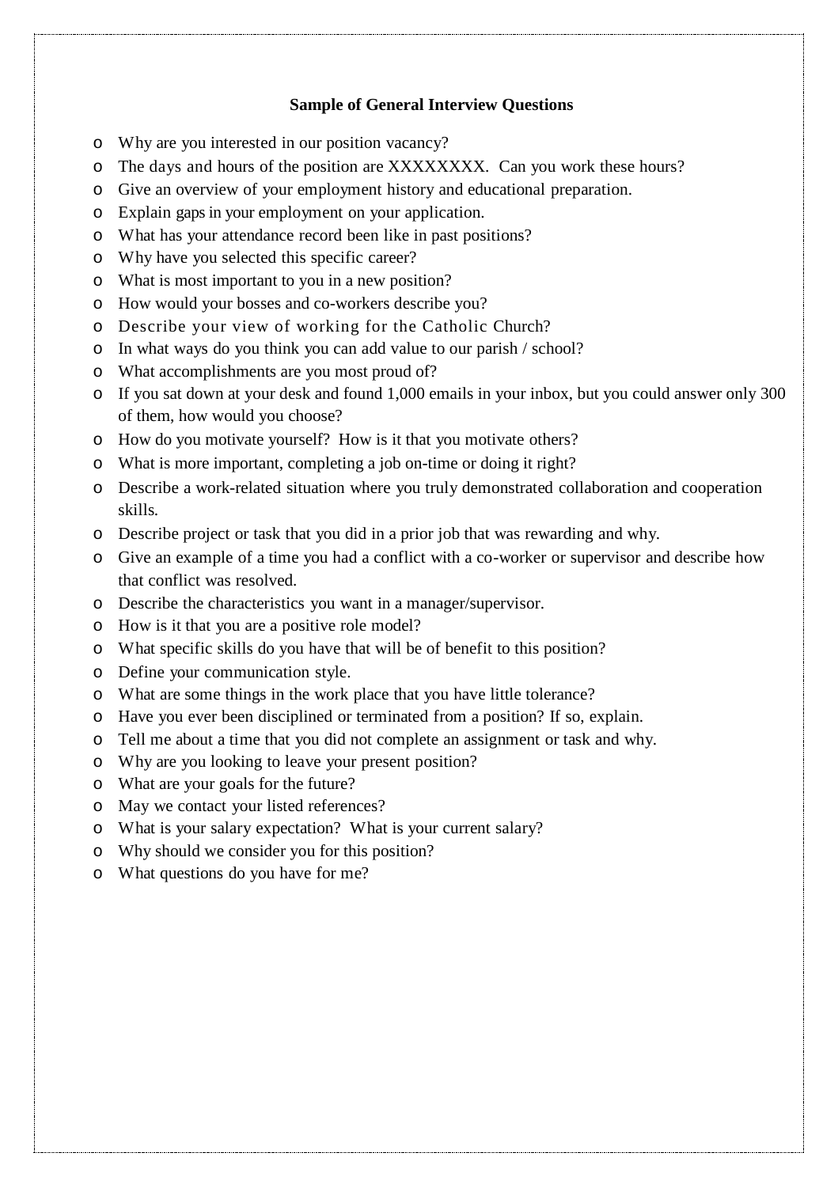### Sample of General Interview Questions

- Why are you interested in our position vacancy?
- The days and hours of the position are XXXXXXXX. Can you work these hours?
- Give an overview of your employment history and educational preparation.
- Explain gaps in your employment on your application.
- What has your attendance record been like in past positions?
- Why have you selected this specific career?
- What is most important to you in a new position?
- How would your bosses and co-workers describe you?
- Describe your view of working for the Catholic Church?
- In what ways do you think you can add value to our parish / school?
- What accomplishments are you most proud of?
- If you sat down at your desk and found 1,000 emails in your inbox, but you could answer only 300 of them, how would you choose?
- How do you motivate yourself? How is it that you motivate others?
- What is more important, completing a job on-time or doing it right?
- Describe a work-related situation where you truly demonstrated collaboration and cooperation skills.
- Describe project or task that you did in a prior job that was rewarding and why.
- Give an example of a time you had a conflict with a co-worker or supervisor and describe how that conflict was resolved.
- Describe the characteristics you want in a manager/supervisor.
- How is it that you are a positive role model?
- What specific skills do you have that will be of benefit to this position?
- Define your communication style.
- What are some things in the work place that you have little tolerance?
- Have you ever been disciplined or terminated from a position? If so, explain.
- Tell me about a time that you did not complete an assignment or task and why.
- Why are you looking to leave your present position?
- What are your goals for the future?
- May we contact your listed references?
- What is your salary expectation? What is your current salary?
- Why should we consider you for this position?
- What questions do you have for me?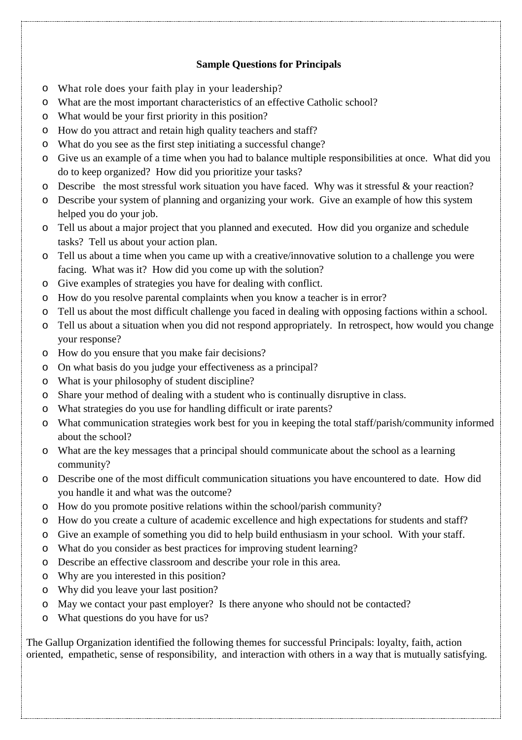**Sample Questions for Principals**

- What role does your faith play in your leadership?
- What are the most important characteristics of an effective Catholic school?
- What would be your first priority in this position?
- How do you attract and retain high quality teachers and staff?
- What do you see as the first step initiating a successful change?
- Give us an example of a time when you had to balance multiple responsibilities at once. What did you do to keep organized? How did you prioritize your tasks?
- Describe the most stressful work situation you have faced. Why was it stressful & your reaction?
- Describe your system of planning and organizing your work. Give an example of how this system helped you do your job.
- Tell us about a major project that you planned and executed. How did you organize and schedule tasks? Tell us about your action plan.
- Tell us about a time when you came up with a creative/innovative solution to a challenge you were facing. What was it? How did you come up with the solution?
- Give examples of strategies you have for dealing with conflict.
- How do you resolve parental complaints when you know a teacher is in error?
- Tell us about the most difficult challenge you faced in dealing with opposing factions within a school.
- Tell us about a situation when you did not respond appropriately. In retrospect, how would you change your response?
- How do you ensure that you make fair decisions?
- On what basis do you judge your effectiveness as a principal?
- What is your philosophy of student discipline?
- Share your method of dealing with a student who is continually disruptive in class.
- What strategies do you use for handling difficult or irate parents?
- What communication strategies work best for you in keeping the total staff/parish/community informed about the school?
- What are the key messages that a principal should communicate about the school as a learning community?
- Describe one of the most difficult communication situations you have encountered to date. How did you handle it and what was the outcome?
- How do you promote positive relations within the school/parish community?
- How do you create a culture of academic excellence and high expectations for students and staff?
- Give an example of something you did to help build enthusiasm in your school. With your staff.
- What do you consider as best practices for improving student learning?
- Describe an effective classroom and describe your role in this area.
- Why are you interested in this position?
- Why did you leave your last position?
- May we contact your past employer? Is there anyone who should not be contacted?
- What questions do you have for us?

The Gallup Organization identified the following themes for successful Principals: loyalty, faith, action oriented, empathetic, sense of responsibility, and interaction with others in a way that is mutually satisfying.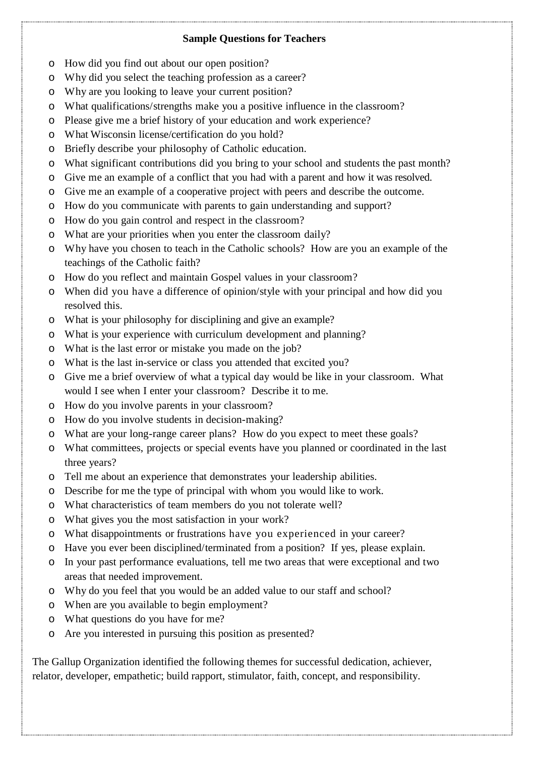**Sample Questions for Teachers**

- How did you find out about our open position?
- Why did you select the teaching profession as a career?
- Why are you looking to leave your current position?
- What qualifications/strengths make you a positive influence in the classroom?
- Please give me a brief history of your education and work experience?
- What Wisconsin license/certification do you hold?
- Briefly describe your philosophy of Catholic education.
- What significant contributions did you bring to your school and students the past month?
- Give me an example of a conflict that you had with a parent and how it was resolved.
- Give me an example of a cooperative project with peers and describe the outcome.
- How do you communicate with parents to gain understanding and support?
- How do you gain control and respect in the classroom?
- What are your priorities when you enter the classroom daily?
- Why have you chosen to teach in the Catholic schools? How are you an example of the teachings of the Catholic faith?
- How do you reflect and maintain Gospel values in your classroom?
- When did you have a difference of opinion/style with your principal and how did you resolved this.
- What is your philosophy for disciplining and give an example?
- What is your experience with curriculum development and planning?
- What is the last error or mistake you made on the job?
- What is the last in-service or class you attended that excited you?
- Give me a brief overview of what a typical day would be like in your classroom. What would I see when I enter your classroom? Describe it to me.
- How do you involve parents in your classroom?
- How do you involve students in decision-making?
- What are your long-range career plans? How do you expect to meet these goals?
- What committees, projects or special events have you planned or coordinated in the last three years?
- Tell me about an experience that demonstrates your leadership abilities.
- Describe for me the type of principal with whom you would like to work.
- What characteristics of team members do you not tolerate well?
- What gives you the most satisfaction in your work?
- What disappointments or frustrations have you experienced in your career?
- Have you ever been disciplined/terminated from a position? If yes, please explain.
- In your past performance evaluations, tell me two areas that were exceptional and two areas that needed improvement.
- Why do you feel that you would be an added value to our staff and school?
- When are you available to begin employment?
- What questions do you have for me?
- Are you interested in pursuing this position as presented?

The Gallup Organization identified the following themes for successful dedication, achiever, relator, developer, empathetic; build rapport, stimulator, faith, concept, and responsibility.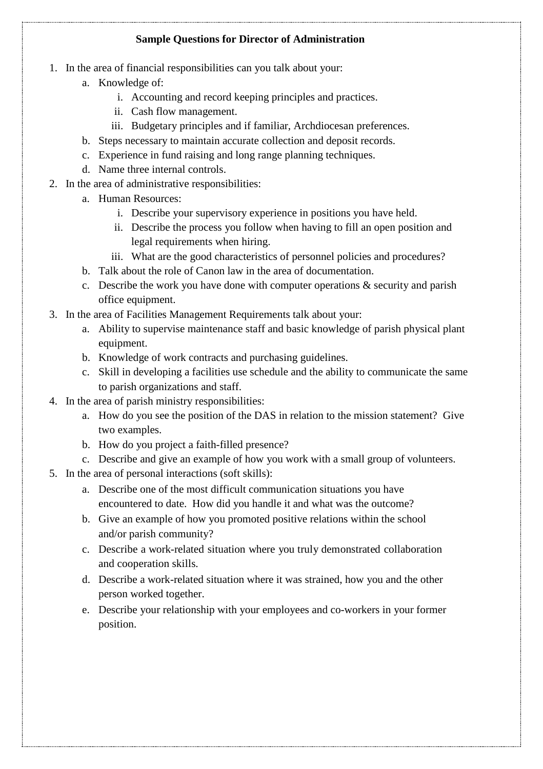## Sample Questions for Director of Administration

1. In the area of financial responsibilities can you talk about your:
   a. Knowledge of:
      i. Accounting and record keeping principles and practices.
      ii. Cash flow management.
      iii. Budgetary principles and if familiar, Archdiocesan preferences.
   b. Steps necessary to maintain accurate collection and deposit records.
   c. Experience in fund raising and long range planning techniques.
   d. Name three internal controls.
2. In the area of administrative responsibilities:
   a. Human Resources:
      i. Describe your supervisory experience in positions you have held.
      ii. Describe the process you follow when having to fill an open position and legal requirements when hiring.
      iii. What are the good characteristics of personnel policies and procedures?
   b. Talk about the role of Canon law in the area of documentation.
   c. Describe the work you have done with computer operations & security and parish office equipment.
3. In the area of Facilities Management Requirements talk about your:
   a. Ability to supervise maintenance staff and basic knowledge of parish physical plant equipment.
   b. Knowledge of work contracts and purchasing guidelines.
   c. Skill in developing a facilities use schedule and the ability to communicate the same to parish organizations and staff.
4. In the area of parish ministry responsibilities:
   a. How do you see the position of the DAS in relation to the mission statement? Give two examples.
   b. How do you project a faith-filled presence?
   c. Describe and give an example of how you work with a small group of volunteers.
5. In the area of personal interactions (soft skills):
   a. Describe one of the most difficult communication situations you have encountered to date. How did you handle it and what was the outcome?
   b. Give an example of how you promoted positive relations within the school and/or parish community?
   c. Describe a work-related situation where you truly demonstrated collaboration and cooperation skills.
   d. Describe a work-related situation where it was strained, how you and the other person worked together.
   e. Describe your relationship with your employees and co-workers in your former position.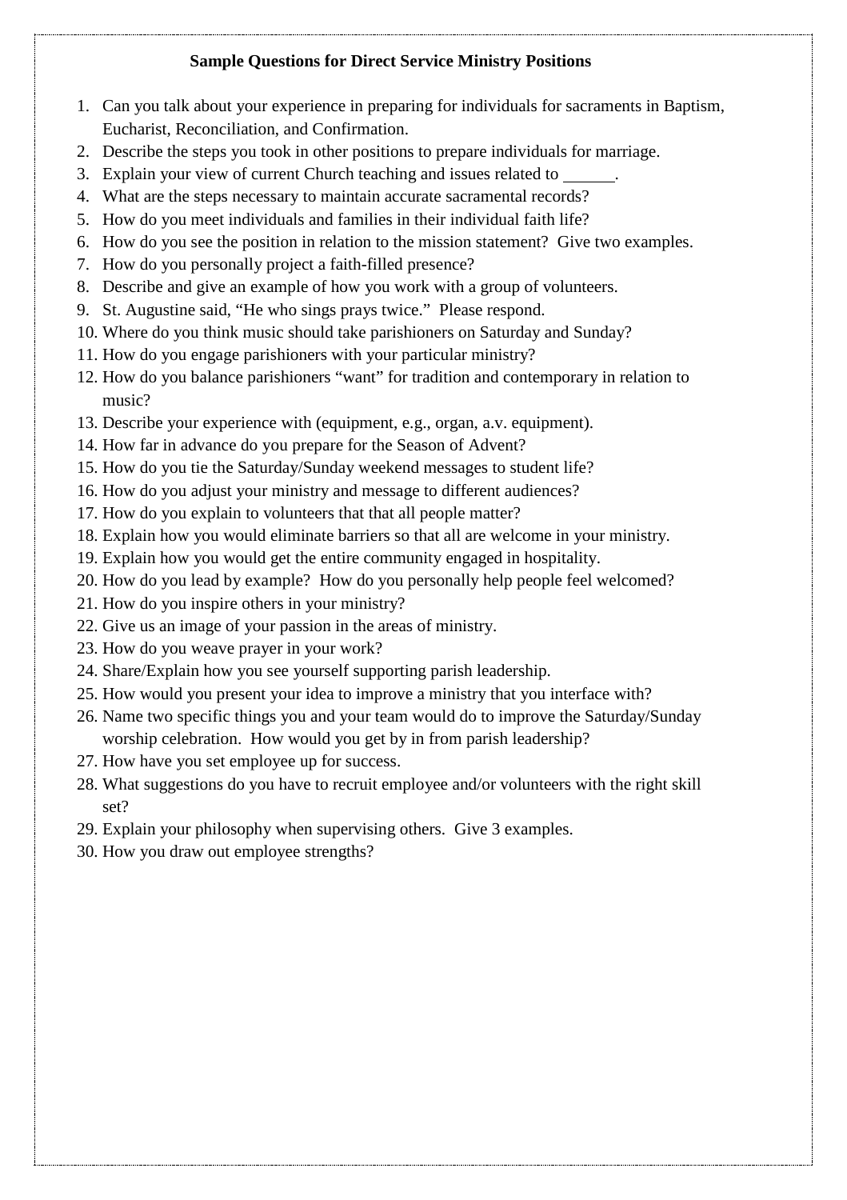**Sample Questions for Direct Service Ministry Positions**

1. Can you talk about your experience in preparing for individuals for sacraments in Baptism, Eucharist, Reconciliation, and Confirmation.
2. Describe the steps you took in other positions to prepare individuals for marriage.
3. Explain your view of current Church teaching and issues related to ______.
4. What are the steps necessary to maintain accurate sacramental records?
5. How do you meet individuals and families in their individual faith life?
6. How do you see the position in relation to the mission statement? Give two examples.
7. How do you personally project a faith-filled presence?
8. Describe and give an example of how you work with a group of volunteers.
9. St. Augustine said, "He who sings prays twice." Please respond.
10. Where do you think music should take parishioners on Saturday and Sunday?
11. How do you engage parishioners with your particular ministry?
12. How do you balance parishioners "want" for tradition and contemporary in relation to music?
13. Describe your experience with (equipment, e.g., organ, a.v. equipment).
14. How far in advance do you prepare for the Season of Advent?
15. How do you tie the Saturday/Sunday weekend messages to student life?
16. How do you adjust your ministry and message to different audiences?
17. How do you explain to volunteers that that all people matter?
18. Explain how you would eliminate barriers so that all are welcome in your ministry.
19. Explain how you would get the entire community engaged in hospitality.
20. How do you lead by example? How do you personally help people feel welcomed?
21. How do you inspire others in your ministry?
22. Give us an image of your passion in the areas of ministry.
23. How do you weave prayer in your work?
24. Share/Explain how you see yourself supporting parish leadership.
25. How would you present your idea to improve a ministry that you interface with?
26. Name two specific things you and your team would do to improve the Saturday/Sunday worship celebration. How would you get by in from parish leadership?
27. How have you set employee up for success.
28. What suggestions do you have to recruit employee and/or volunteers with the right skill set?
29. Explain your philosophy when supervising others. Give 3 examples.
30. How you draw out employee strengths?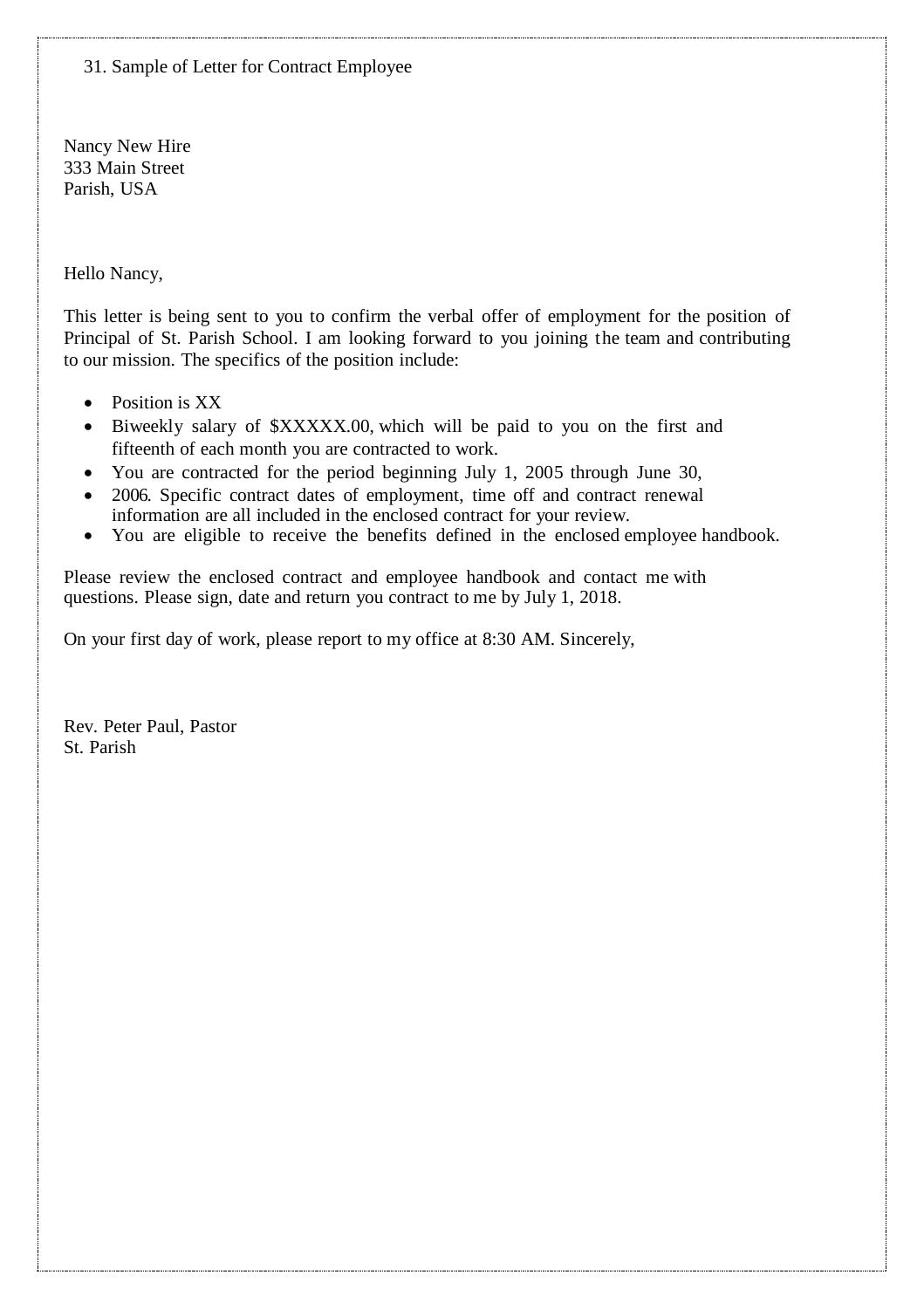31. Sample of Letter for Contract Employee

Nancy New Hire
333 Main Street
Parish, USA

Hello Nancy,

This letter is being sent to you to confirm the verbal offer of employment for the position of Principal of St. Parish School. I am looking forward to you joining the team and contributing to our mission. The specifics of the position include:

- Position is XX
- Biweekly salary of $XXXXX.00, which will be paid to you on the first and fifteenth of each month you are contracted to work.
- You are contracted for the period beginning July 1, 2005 through June 30,
- 2006. Specific contract dates of employment, time off and contract renewal information are all included in the enclosed contract for your review.
- You are eligible to receive the benefits defined in the enclosed employee handbook.

Please review the enclosed contract and employee handbook and contact me with questions. Please sign, date and return you contract to me by July 1, 2018.

On your first day of work, please report to my office at 8:30 AM. Sincerely,

Rev. Peter Paul, Pastor
St. Parish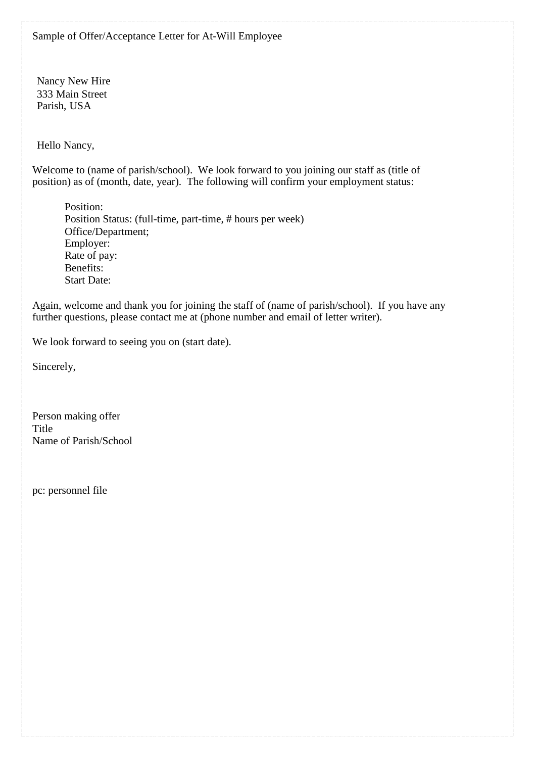Sample of Offer/Acceptance Letter for At-Will Employee

Nancy New Hire
333 Main Street
Parish, USA

Hello Nancy,

Welcome to (name of parish/school). We look forward to you joining our staff as (title of position) as of (month, date, year). The following will confirm your employment status:

> Position:
> Position Status: (full-time, part-time, # hours per week)
> Office/Department;
> Employer:
> Rate of pay:
> Benefits:
> Start Date:

Again, welcome and thank you for joining the staff of (name of parish/school). If you have any further questions, please contact me at (phone number and email of letter writer).

We look forward to seeing you on (start date).

Sincerely,

Person making offer
Title
Name of Parish/School

pc: personnel file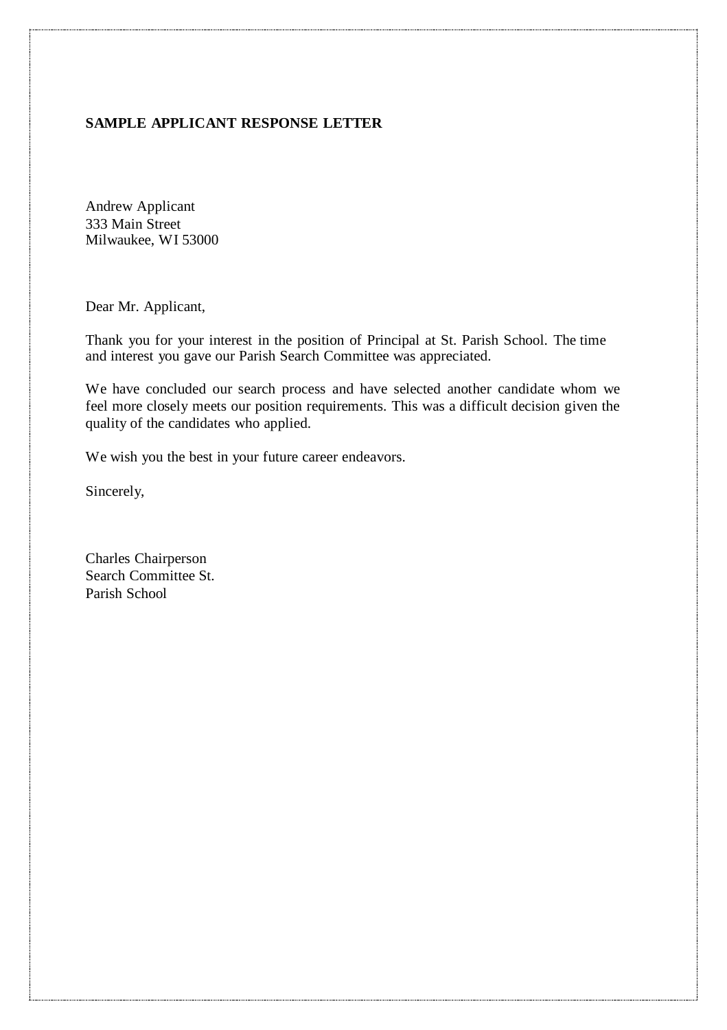**SAMPLE APPLICANT RESPONSE LETTER**

Andrew Applicant
333 Main Street
Milwaukee, WI 53000

Dear Mr. Applicant,

Thank you for your interest in the position of Principal at St. Parish School. The time and interest you gave our Parish Search Committee was appreciated.

We have concluded our search process and have selected another candidate whom we feel more closely meets our position requirements. This was a difficult decision given the quality of the candidates who applied.

We wish you the best in your future career endeavors.

Sincerely,

Charles Chairperson
Search Committee St.
Parish School